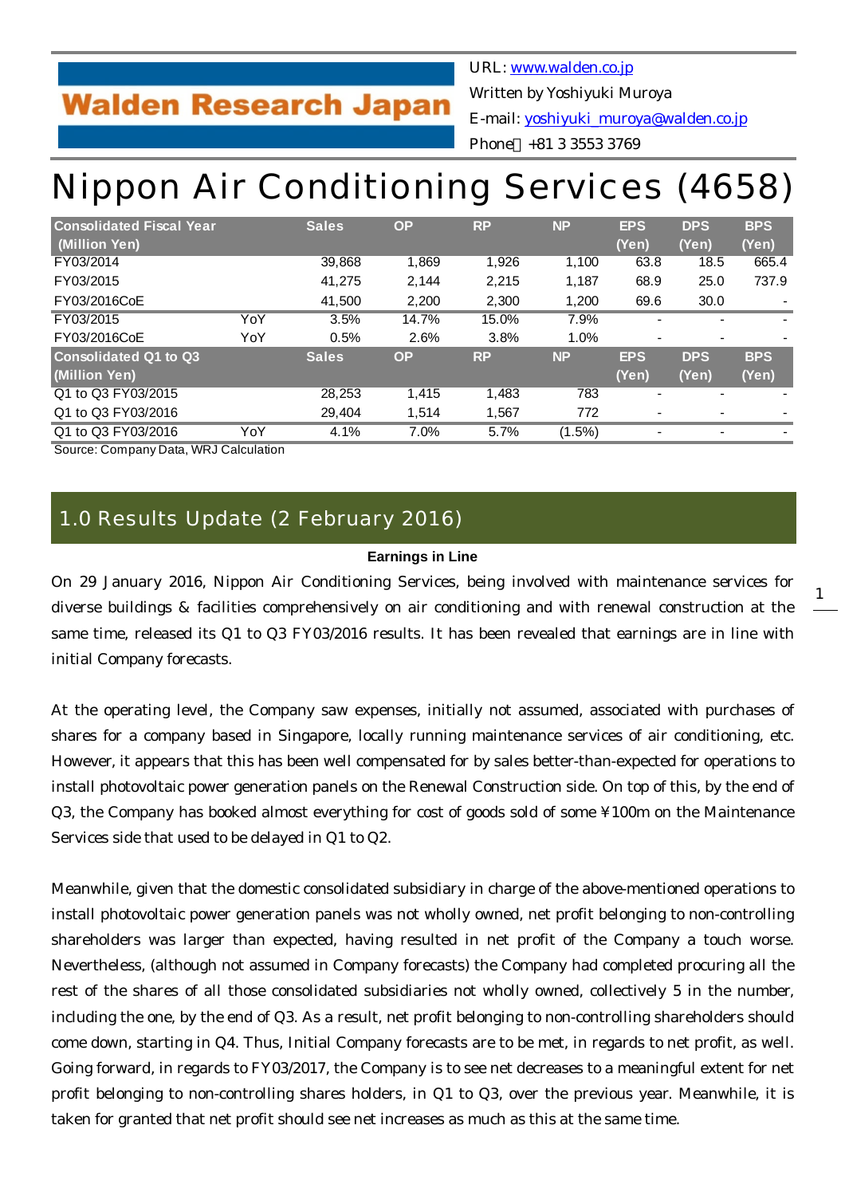Walden Research Japan

URL: www.walden.co.jp
Written by Yoshiyuki Muroya
E-mail: yoshiyuki_muroya@walden.co.jp
Phone：+81 3 3553 3769

# Nippon Air Conditioning Services (4658)

| Consolidated Fiscal Year (Million Yen) | | Sales | OP | RP | NP | EPS (Yen) | DPS (Yen) | BPS (Yen) |
|---|---|---|---|---|---|---|---|---|
| FY03/2014 | | 39,868 | 1,869 | 1,926 | 1,100 | 63.8 | 18.5 | 665.4 |
| FY03/2015 | | 41,275 | 2,144 | 2,215 | 1,187 | 68.9 | 25.0 | 737.9 |
| FY03/2016CoE | | 41,500 | 2,200 | 2,300 | 1,200 | 69.6 | 30.0 | - |
| FY03/2015 | YoY | 3.5% | 14.7% | 15.0% | 7.9% | - | - | - |
| FY03/2016CoE | YoY | 0.5% | 2.6% | 3.8% | 1.0% | - | - | - |
| **Consolidated Q1 to Q3 (Million Yen)** | | **Sales** | **OP** | **RP** | **NP** | **EPS (Yen)** | **DPS (Yen)** | **BPS (Yen)** |
| Q1 to Q3 FY03/2015 | | 28,253 | 1,415 | 1,483 | 783 | - | - | - |
| Q1 to Q3 FY03/2016 | | 29,404 | 1,514 | 1,567 | 772 | - | - | - |
| Q1 to Q3 FY03/2016 | YoY | 4.1% | 7.0% | 5.7% | (1.5%) | - | - | - |

Source: Company Data, WRJ Calculation

## 1.0 Results Update (2 February 2016)

**Earnings in Line**

On 29 January 2016, Nippon Air Conditioning Services, being involved with maintenance services for diverse buildings & facilities comprehensively on air conditioning and with renewal construction at the same time, released its Q1 to Q3 FY03/2016 results. It has been revealed that earnings are in line with initial Company forecasts.

At the operating level, the Company saw expenses, initially not assumed, associated with purchases of shares for a company based in Singapore, locally running maintenance services of air conditioning, etc. However, it appears that this has been well compensated for by sales better-than-expected for operations to install photovoltaic power generation panels on the Renewal Construction side. On top of this, by the end of Q3, the Company has booked almost everything for cost of goods sold of some ¥100m on the Maintenance Services side that used to be delayed in Q1 to Q2.

Meanwhile, given that the domestic consolidated subsidiary in charge of the above-mentioned operations to install photovoltaic power generation panels was not wholly owned, net profit belonging to non-controlling shareholders was larger than expected, having resulted in net profit of the Company a touch worse. Nevertheless, (although not assumed in Company forecasts) the Company had completed procuring all the rest of the shares of all those consolidated subsidiaries not wholly owned, collectively 5 in the number, including the one, by the end of Q3. As a result, net profit belonging to non-controlling shareholders should come down, starting in Q4. Thus, Initial Company forecasts are to be met, in regards to net profit, as well. Going forward, in regards to FY03/2017, the Company is to see net decreases to a meaningful extent for net profit belonging to non-controlling shares holders, in Q1 to Q3, over the previous year. Meanwhile, it is taken for granted that net profit should see net increases as much as this at the same time.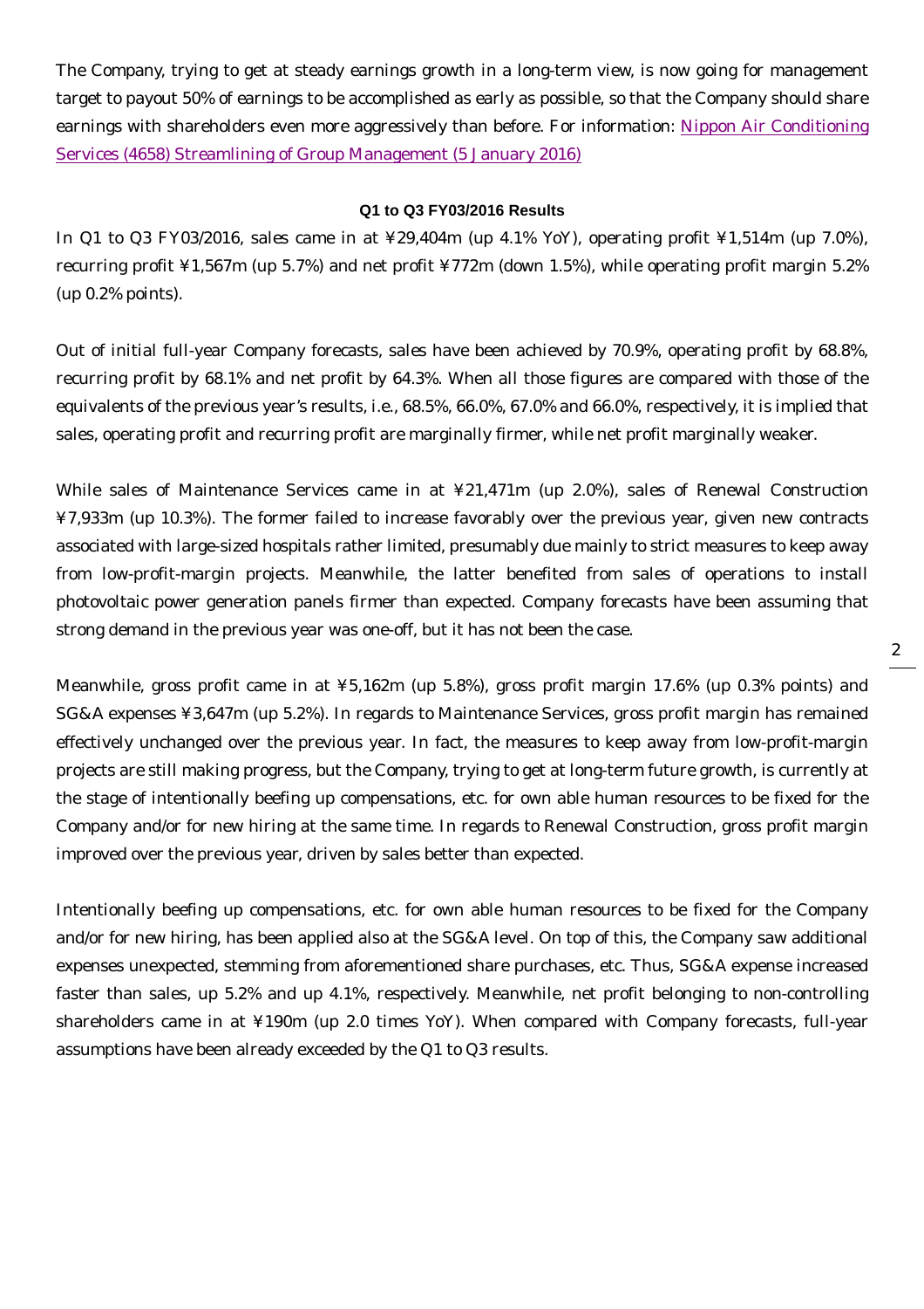The Company, trying to get at steady earnings growth in a long-term view, is now going for management target to payout 50% of earnings to be accomplished as early as possible, so that the Company should share earnings with shareholders even more aggressively than before. For information: Nippon Air Conditioning Services (4658) Streamlining of Group Management (5 January 2016)

### Q1 to Q3 FY03/2016 Results

In Q1 to Q3 FY03/2016, sales came in at ¥29,404m (up 4.1% YoY), operating profit ¥1,514m (up 7.0%), recurring profit ¥1,567m (up 5.7%) and net profit ¥772m (down 1.5%), while operating profit margin 5.2% (up 0.2% points).

Out of initial full-year Company forecasts, sales have been achieved by 70.9%, operating profit by 68.8%, recurring profit by 68.1% and net profit by 64.3%. When all those figures are compared with those of the equivalents of the previous year's results, i.e., 68.5%, 66.0%, 67.0% and 66.0%, respectively, it is implied that sales, operating profit and recurring profit are marginally firmer, while net profit marginally weaker.

While sales of Maintenance Services came in at ¥21,471m (up 2.0%), sales of Renewal Construction ¥7,933m (up 10.3%). The former failed to increase favorably over the previous year, given new contracts associated with large-sized hospitals rather limited, presumably due mainly to strict measures to keep away from low-profit-margin projects. Meanwhile, the latter benefited from sales of operations to install photovoltaic power generation panels firmer than expected. Company forecasts have been assuming that strong demand in the previous year was one-off, but it has not been the case.

Meanwhile, gross profit came in at ¥5,162m (up 5.8%), gross profit margin 17.6% (up 0.3% points) and SG&A expenses ¥3,647m (up 5.2%). In regards to Maintenance Services, gross profit margin has remained effectively unchanged over the previous year. In fact, the measures to keep away from low-profit-margin projects are still making progress, but the Company, trying to get at long-term future growth, is currently at the stage of intentionally beefing up compensations, etc. for own able human resources to be fixed for the Company and/or for new hiring at the same time. In regards to Renewal Construction, gross profit margin improved over the previous year, driven by sales better than expected.

Intentionally beefing up compensations, etc. for own able human resources to be fixed for the Company and/or for new hiring, has been applied also at the SG&A level. On top of this, the Company saw additional expenses unexpected, stemming from aforementioned share purchases, etc. Thus, SG&A expense increased faster than sales, up 5.2% and up 4.1%, respectively. Meanwhile, net profit belonging to non-controlling shareholders came in at ¥190m (up 2.0 times YoY). When compared with Company forecasts, full-year assumptions have been already exceeded by the Q1 to Q3 results.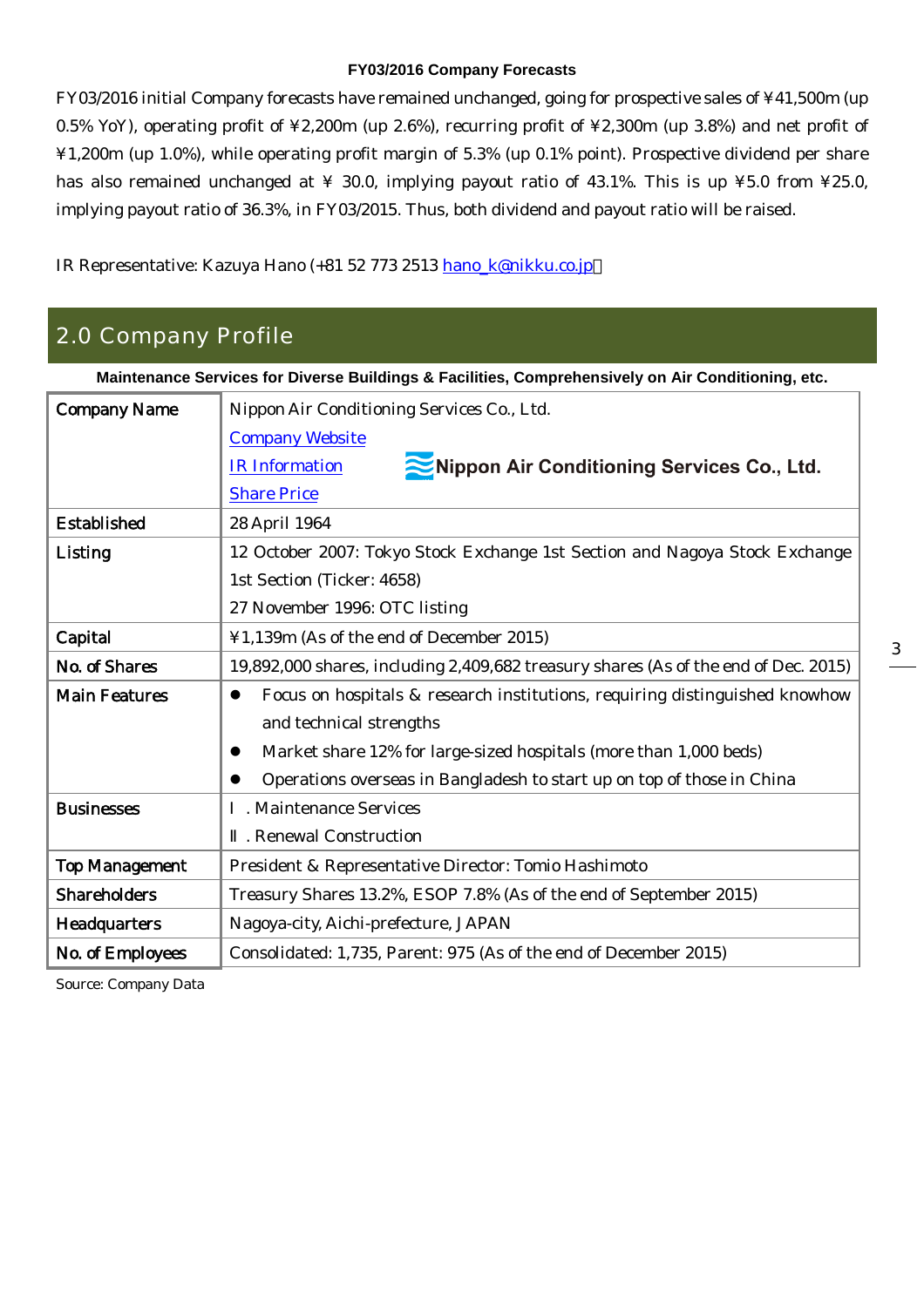**FY03/2016 Company Forecasts**

FY03/2016 initial Company forecasts have remained unchanged, going for prospective sales of ¥41,500m (up 0.5% YoY), operating profit of ¥2,200m (up 2.6%), recurring profit of ¥2,300m (up 3.8%) and net profit of ¥1,200m (up 1.0%), while operating profit margin of 5.3% (up 0.1% point). Prospective dividend per share has also remained unchanged at ¥ 30.0, implying payout ratio of 43.1%. This is up ¥5.0 from ¥25.0, implying payout ratio of 36.3%, in FY03/2015. Thus, both dividend and payout ratio will be raised.

IR Representative: Kazuya Hano (+81 52 773 2513 hano_k@nikku.co.jp)

## 2.0 Company Profile

**Maintenance Services for Diverse Buildings & Facilities, Comprehensively on Air Conditioning, etc.**

| | |
|---|---|
| Company Name | Nippon Air Conditioning Services Co., Ltd.<br>Company Website<br>IR Information<br>Share Price<br>Nippon Air Conditioning Services Co., Ltd. |
| Established | 28 April 1964 |
| Listing | 12 October 2007: Tokyo Stock Exchange 1st Section and Nagoya Stock Exchange 1st Section (Ticker: 4658)<br>27 November 1996: OTC listing |
| Capital | ¥1,139m (As of the end of December 2015) |
| No. of Shares | 19,892,000 shares, including 2,409,682 treasury shares (As of the end of Dec. 2015) |
| Main Features | ● Focus on hospitals & research institutions, requiring distinguished knowhow and technical strengths<br>● Market share 12% for large-sized hospitals (more than 1,000 beds)<br>● Operations overseas in Bangladesh to start up on top of those in China |
| Businesses | Ⅰ. Maintenance Services<br>Ⅱ. Renewal Construction |
| Top Management | President & Representative Director: Tomio Hashimoto |
| Shareholders | Treasury Shares 13.2%, ESOP 7.8% (As of the end of September 2015) |
| Headquarters | Nagoya-city, Aichi-prefecture, JAPAN |
| No. of Employees | Consolidated: 1,735, Parent: 975 (As of the end of December 2015) |

Source: Company Data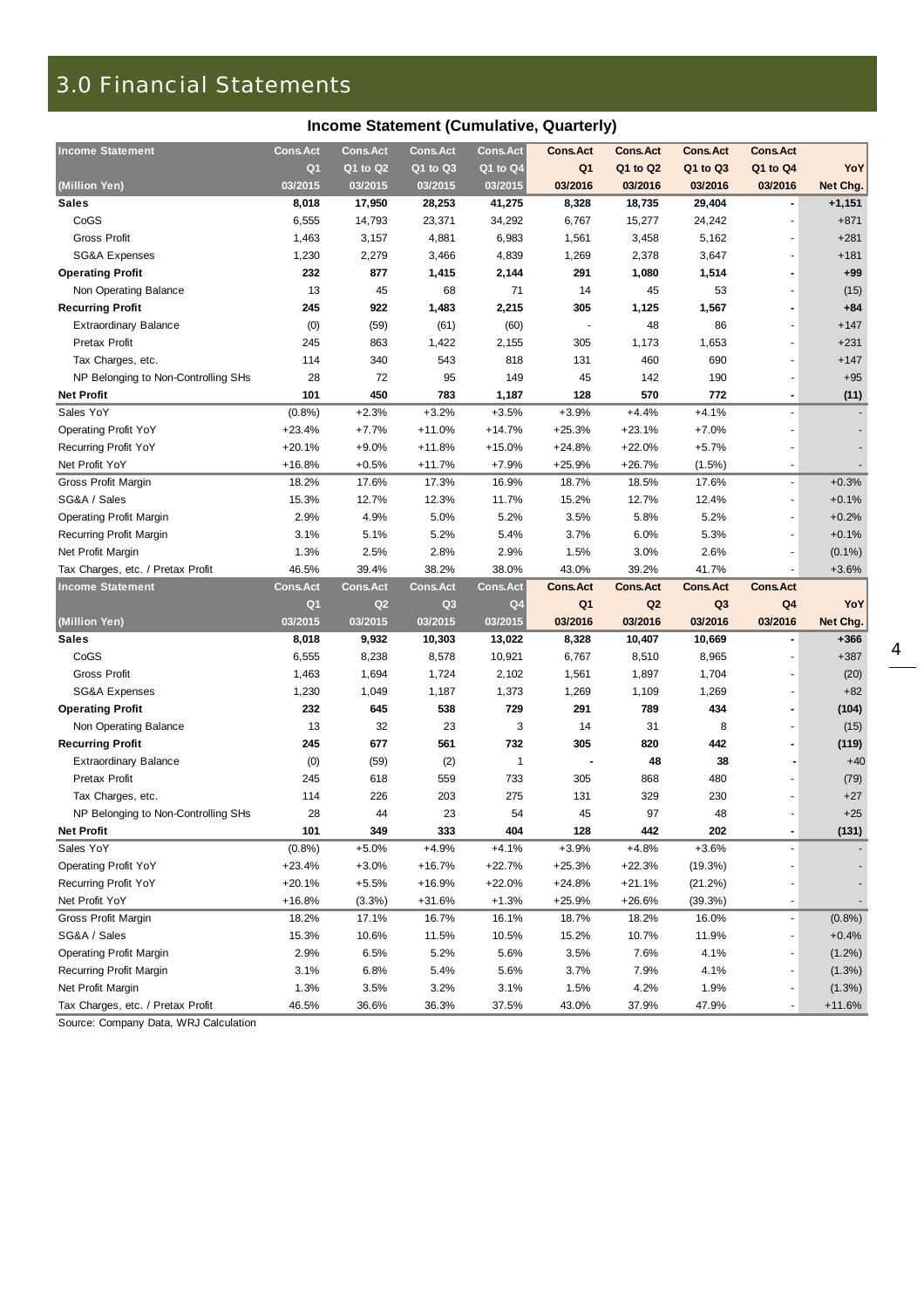# 3.0 Financial Statements

### Income Statement (Cumulative, Quarterly)

| Income Statement | Cons.Act | Cons.Act | Cons.Act | Cons.Act | Cons.Act | Cons.Act | Cons.Act | Cons.Act | |
|---|---|---|---|---|---|---|---|---|---|
| | Q1 | Q1 to Q2 | Q1 to Q3 | Q1 to Q4 | Q1 | Q1 to Q2 | Q1 to Q3 | Q1 to Q4 | YoY |
| (Million Yen) | 03/2015 | 03/2015 | 03/2015 | 03/2015 | 03/2016 | 03/2016 | 03/2016 | 03/2016 | Net Chg. |
| **Sales** | **8,018** | **17,950** | **28,253** | **41,275** | **8,328** | **18,735** | **29,404** | **-** | **+1,151** |
| CoGS | 6,555 | 14,793 | 23,371 | 34,292 | 6,767 | 15,277 | 24,242 | - | +871 |
| Gross Profit | 1,463 | 3,157 | 4,881 | 6,983 | 1,561 | 3,458 | 5,162 | - | +281 |
| SG&A Expenses | 1,230 | 2,279 | 3,466 | 4,839 | 1,269 | 2,378 | 3,647 | - | +181 |
| **Operating Profit** | **232** | **877** | **1,415** | **2,144** | **291** | **1,080** | **1,514** | **-** | **+99** |
| Non Operating Balance | 13 | 45 | 68 | 71 | 14 | 45 | 53 | - | (15) |
| **Recurring Profit** | **245** | **922** | **1,483** | **2,215** | **305** | **1,125** | **1,567** | **-** | **+84** |
| Extraordinary Balance | (0) | (59) | (61) | (60) | - | 48 | 86 | - | +147 |
| Pretax Profit | 245 | 863 | 1,422 | 2,155 | 305 | 1,173 | 1,653 | - | +231 |
| Tax Charges, etc. | 114 | 340 | 543 | 818 | 131 | 460 | 690 | - | +147 |
| NP Belonging to Non-Controlling SHs | 28 | 72 | 95 | 149 | 45 | 142 | 190 | - | +95 |
| **Net Profit** | **101** | **450** | **783** | **1,187** | **128** | **570** | **772** | **-** | **(11)** |
| Sales YoY | (0.8%) | +2.3% | +3.2% | +3.5% | +3.9% | +4.4% | +4.1% | - | - |
| Operating Profit YoY | +23.4% | +7.7% | +11.0% | +14.7% | +25.3% | +23.1% | +7.0% | - | - |
| Recurring Profit YoY | +20.1% | +9.0% | +11.8% | +15.0% | +24.8% | +22.0% | +5.7% | - | - |
| Net Profit YoY | +16.8% | +0.5% | +11.7% | +7.9% | +25.9% | +26.7% | (1.5%) | - | - |
| Gross Profit Margin | 18.2% | 17.6% | 17.3% | 16.9% | 18.7% | 18.5% | 17.6% | - | +0.3% |
| SG&A / Sales | 15.3% | 12.7% | 12.3% | 11.7% | 15.2% | 12.7% | 12.4% | - | +0.1% |
| Operating Profit Margin | 2.9% | 4.9% | 5.0% | 5.2% | 3.5% | 5.8% | 5.2% | - | +0.2% |
| Recurring Profit Margin | 3.1% | 5.1% | 5.2% | 5.4% | 3.7% | 6.0% | 5.3% | - | +0.1% |
| Net Profit Margin | 1.3% | 2.5% | 2.8% | 2.9% | 1.5% | 3.0% | 2.6% | - | (0.1%) |
| Tax Charges, etc. / Pretax Profit | 46.5% | 39.4% | 38.2% | 38.0% | 43.0% | 39.2% | 41.7% | - | +3.6% |

| Income Statement | Cons.Act | Cons.Act | Cons.Act | Cons.Act | Cons.Act | Cons.Act | Cons.Act | Cons.Act | |
|---|---|---|---|---|---|---|---|---|---|
| | Q1 | Q2 | Q3 | Q4 | Q1 | Q2 | Q3 | Q4 | YoY |
| (Million Yen) | 03/2015 | 03/2015 | 03/2015 | 03/2015 | 03/2016 | 03/2016 | 03/2016 | 03/2016 | Net Chg. |
| **Sales** | **8,018** | **9,932** | **10,303** | **13,022** | **8,328** | **10,407** | **10,669** | **-** | **+366** |
| CoGS | 6,555 | 8,238 | 8,578 | 10,921 | 6,767 | 8,510 | 8,965 | - | +387 |
| Gross Profit | 1,463 | 1,694 | 1,724 | 2,102 | 1,561 | 1,897 | 1,704 | - | (20) |
| SG&A Expenses | 1,230 | 1,049 | 1,187 | 1,373 | 1,269 | 1,109 | 1,269 | - | +82 |
| **Operating Profit** | **232** | **645** | **538** | **729** | **291** | **789** | **434** | **-** | **(104)** |
| Non Operating Balance | 13 | 32 | 23 | 3 | 14 | 31 | 8 | - | (15) |
| **Recurring Profit** | **245** | **677** | **561** | **732** | **305** | **820** | **442** | **-** | **(119)** |
| Extraordinary Balance | (0) | (59) | (2) | 1 | - | 48 | 38 | - | +40 |
| Pretax Profit | 245 | 618 | 559 | 733 | 305 | 868 | 480 | - | (79) |
| Tax Charges, etc. | 114 | 226 | 203 | 275 | 131 | 329 | 230 | - | +27 |
| NP Belonging to Non-Controlling SHs | 28 | 44 | 23 | 54 | 45 | 97 | 48 | - | +25 |
| **Net Profit** | **101** | **349** | **333** | **404** | **128** | **442** | **202** | **-** | **(131)** |
| Sales YoY | (0.8%) | +5.0% | +4.9% | +4.1% | +3.9% | +4.8% | +3.6% | - | - |
| Operating Profit YoY | +23.4% | +3.0% | +16.7% | +22.7% | +25.3% | +22.3% | (19.3%) | - | - |
| Recurring Profit YoY | +20.1% | +5.5% | +16.9% | +22.0% | +24.8% | +21.1% | (21.2%) | - | - |
| Net Profit YoY | +16.8% | (3.3%) | +31.6% | +1.3% | +25.9% | +26.6% | (39.3%) | - | - |
| Gross Profit Margin | 18.2% | 17.1% | 16.7% | 16.1% | 18.7% | 18.2% | 16.0% | - | (0.8%) |
| SG&A / Sales | 15.3% | 10.6% | 11.5% | 10.5% | 15.2% | 10.7% | 11.9% | - | +0.4% |
| Operating Profit Margin | 2.9% | 6.5% | 5.2% | 5.6% | 3.5% | 7.6% | 4.1% | - | (1.2%) |
| Recurring Profit Margin | 3.1% | 6.8% | 5.4% | 5.6% | 3.7% | 7.9% | 4.1% | - | (1.3%) |
| Net Profit Margin | 1.3% | 3.5% | 3.2% | 3.1% | 1.5% | 4.2% | 1.9% | - | (1.3%) |
| Tax Charges, etc. / Pretax Profit | 46.5% | 36.6% | 36.3% | 37.5% | 43.0% | 37.9% | 47.9% | - | +11.6% |

Source: Company Data, WRJ Calculation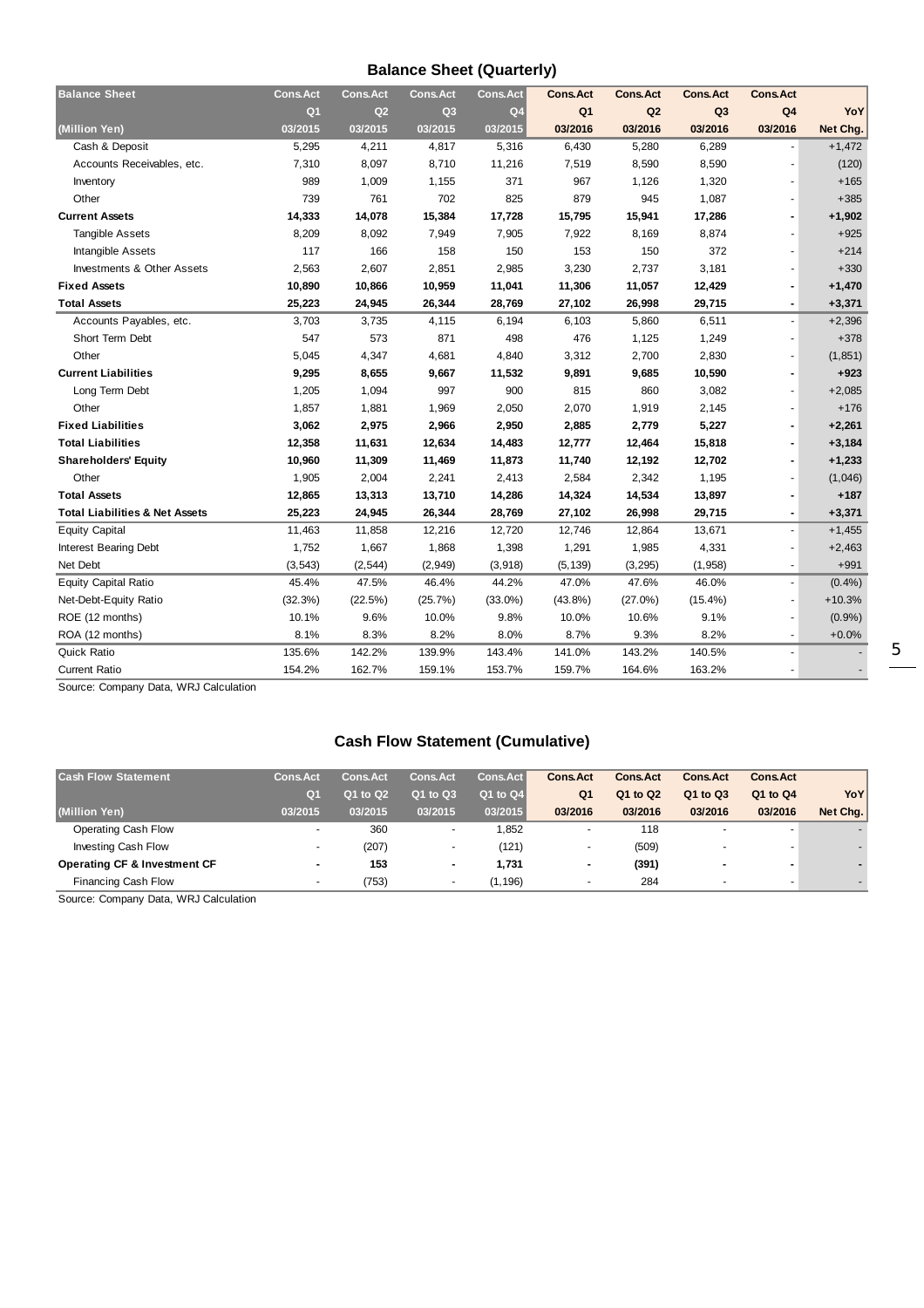## Balance Sheet (Quarterly)

| Balance Sheet | Cons.Act | Cons.Act | Cons.Act | Cons.Act | Cons.Act | Cons.Act | Cons.Act | Cons.Act | |
|---|---|---|---|---|---|---|---|---|---|
| | Q1 | Q2 | Q3 | Q4 | Q1 | Q2 | Q3 | Q4 | YoY |
| (Million Yen) | 03/2015 | 03/2015 | 03/2015 | 03/2015 | 03/2016 | 03/2016 | 03/2016 | 03/2016 | Net Chg. |
| Cash & Deposit | 5,295 | 4,211 | 4,817 | 5,316 | 6,430 | 5,280 | 6,289 | - | +1,472 |
| Accounts Receivables, etc. | 7,310 | 8,097 | 8,710 | 11,216 | 7,519 | 8,590 | 8,590 | - | (120) |
| Inventory | 989 | 1,009 | 1,155 | 371 | 967 | 1,126 | 1,320 | - | +165 |
| Other | 739 | 761 | 702 | 825 | 879 | 945 | 1,087 | - | +385 |
| **Current Assets** | **14,333** | **14,078** | **15,384** | **17,728** | **15,795** | **15,941** | **17,286** | **-** | **+1,902** |
| Tangible Assets | 8,209 | 8,092 | 7,949 | 7,905 | 7,922 | 8,169 | 8,874 | - | +925 |
| Intangible Assets | 117 | 166 | 158 | 150 | 153 | 150 | 372 | - | +214 |
| Investments & Other Assets | 2,563 | 2,607 | 2,851 | 2,985 | 3,230 | 2,737 | 3,181 | - | +330 |
| **Fixed Assets** | **10,890** | **10,866** | **10,959** | **11,041** | **11,306** | **11,057** | **12,429** | **-** | **+1,470** |
| **Total Assets** | **25,223** | **24,945** | **26,344** | **28,769** | **27,102** | **26,998** | **29,715** | **-** | **+3,371** |
| Accounts Payables, etc. | 3,703 | 3,735 | 4,115 | 6,194 | 6,103 | 5,860 | 6,511 | - | +2,396 |
| Short Term Debt | 547 | 573 | 871 | 498 | 476 | 1,125 | 1,249 | - | +378 |
| Other | 5,045 | 4,347 | 4,681 | 4,840 | 3,312 | 2,700 | 2,830 | - | (1,851) |
| **Current Liabilities** | **9,295** | **8,655** | **9,667** | **11,532** | **9,891** | **9,685** | **10,590** | **-** | **+923** |
| Long Term Debt | 1,205 | 1,094 | 997 | 900 | 815 | 860 | 3,082 | - | +2,085 |
| Other | 1,857 | 1,881 | 1,969 | 2,050 | 2,070 | 1,919 | 2,145 | - | +176 |
| **Fixed Liabilities** | **3,062** | **2,975** | **2,966** | **2,950** | **2,885** | **2,779** | **5,227** | **-** | **+2,261** |
| **Total Liabilities** | **12,358** | **11,631** | **12,634** | **14,483** | **12,777** | **12,464** | **15,818** | **-** | **+3,184** |
| **Shareholders' Equity** | **10,960** | **11,309** | **11,469** | **11,873** | **11,740** | **12,192** | **12,702** | **-** | **+1,233** |
| Other | 1,905 | 2,004 | 2,241 | 2,413 | 2,584 | 2,342 | 1,195 | - | (1,046) |
| **Total Assets** | **12,865** | **13,313** | **13,710** | **14,286** | **14,324** | **14,534** | **13,897** | **-** | **+187** |
| **Total Liabilities & Net Assets** | **25,223** | **24,945** | **26,344** | **28,769** | **27,102** | **26,998** | **29,715** | **-** | **+3,371** |
| Equity Capital | 11,463 | 11,858 | 12,216 | 12,720 | 12,746 | 12,864 | 13,671 | - | +1,455 |
| Interest Bearing Debt | 1,752 | 1,667 | 1,868 | 1,398 | 1,291 | 1,985 | 4,331 | - | +2,463 |
| Net Debt | (3,543) | (2,544) | (2,949) | (3,918) | (5,139) | (3,295) | (1,958) | - | +991 |
| Equity Capital Ratio | 45.4% | 47.5% | 46.4% | 44.2% | 47.0% | 47.6% | 46.0% | - | (0.4%) |
| Net-Debt-Equity Ratio | (32.3%) | (22.5%) | (25.7%) | (33.0%) | (43.8%) | (27.0%) | (15.4%) | - | +10.3% |
| ROE (12 months) | 10.1% | 9.6% | 10.0% | 9.8% | 10.0% | 10.6% | 9.1% | - | (0.9%) |
| ROA (12 months) | 8.1% | 8.3% | 8.2% | 8.0% | 8.7% | 9.3% | 8.2% | - | +0.0% |
| Quick Ratio | 135.6% | 142.2% | 139.9% | 143.4% | 141.0% | 143.2% | 140.5% | - | - |
| Current Ratio | 154.2% | 162.7% | 159.1% | 153.7% | 159.7% | 164.6% | 163.2% | - | - |

Source: Company Data, WRJ Calculation

## Cash Flow Statement (Cumulative)

| Cash Flow Statement | Cons.Act | Cons.Act | Cons.Act | Cons.Act | Cons.Act | Cons.Act | Cons.Act | Cons.Act | |
|---|---|---|---|---|---|---|---|---|---|
| | Q1 | Q1 to Q2 | Q1 to Q3 | Q1 to Q4 | Q1 | Q1 to Q2 | Q1 to Q3 | Q1 to Q4 | YoY |
| (Million Yen) | 03/2015 | 03/2015 | 03/2015 | 03/2015 | 03/2016 | 03/2016 | 03/2016 | 03/2016 | Net Chg. |
| Operating Cash Flow | - | 360 | - | 1,852 | - | 118 | - | - | - |
| Investing Cash Flow | - | (207) | - | (121) | - | (509) | - | - | - |
| **Operating CF & Investment CF** | **-** | **153** | **-** | **1,731** | **-** | **(391)** | **-** | **-** | **-** |
| Financing Cash Flow | - | (753) | - | (1,196) | - | 284 | - | - | - |

Source: Company Data, WRJ Calculation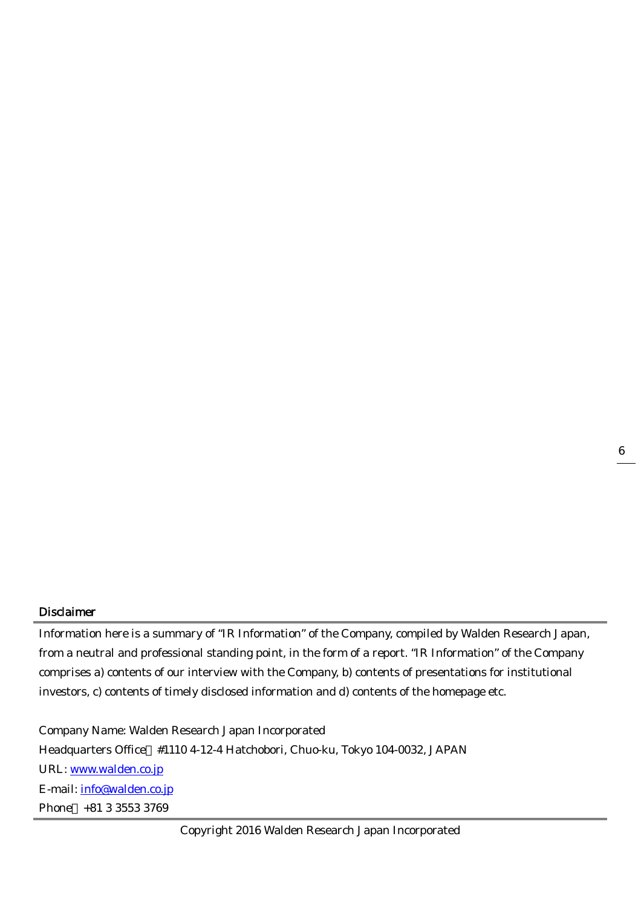## Disclaimer

Information here is a summary of "IR Information" of the Company, compiled by Walden Research Japan, from a neutral and professional standing point, in the form of a report. "IR Information" of the Company comprises a) contents of our interview with the Company, b) contents of presentations for institutional investors, c) contents of timely disclosed information and d) contents of the homepage etc.

Company Name: Walden Research Japan Incorporated

Headquarters Office：#1110 4-12-4 Hatchobori, Chuo-ku, Tokyo 104-0032, JAPAN

URL: [www.walden.co.jp](http://www.walden.co.jp)

E-mail: [info@walden.co.jp](mailto:info@walden.co.jp)

Phone：+81 3 3553 3769

Copyright 2016 Walden Research Japan Incorporated